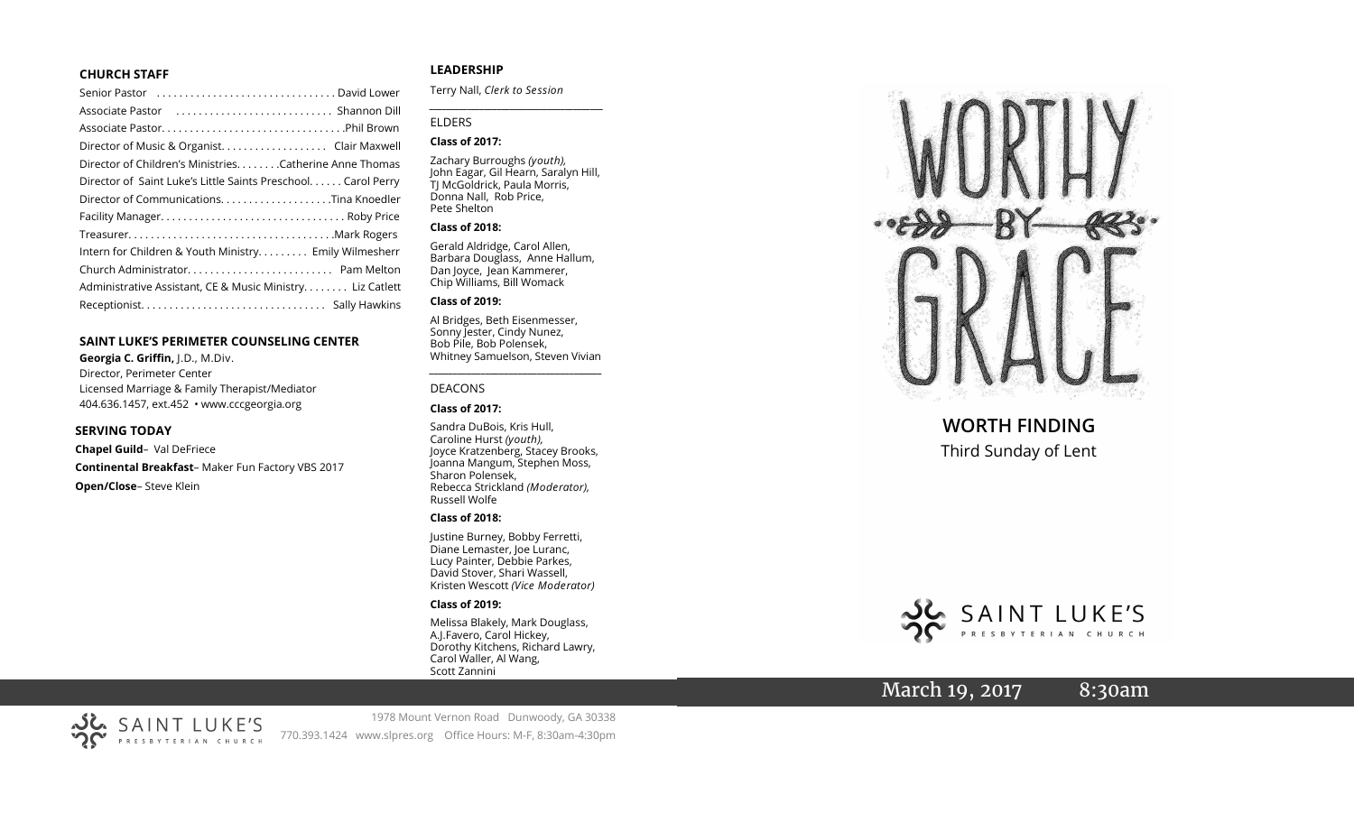#### CHURCH STAFF

Senior Pastor . . . . . . . . . . . . . . . . . . . . . . . . . . . . . . . David Lower
Associate Pastor . . . . . . . . . . . . . . . . . . . . . . . . . . . Shannon Dill
Associate Pastor. . . . . . . . . . . . . . . . . . . . . . . . . . . . . . . .Phil Brown
Director of Music & Organist. . . . . . . . . . . . . . . . . . . Clair Maxwell
Director of Children's Ministries. . . . . . . .Catherine Anne Thomas
Director of Saint Luke's Little Saints Preschool. . . . . . Carol Perry
Director of Communications. . . . . . . . . . . . . . . . . . . .Tina Knoedler
Facility Manager. . . . . . . . . . . . . . . . . . . . . . . . . . . . . . . . Roby Price
Treasurer. . . . . . . . . . . . . . . . . . . . . . . . . . . . . . . . . . . .Mark Rogers
Intern for Children & Youth Ministry. . . . . . . . . Emily Wilmesherr
Church Administrator. . . . . . . . . . . . . . . . . . . . . . . . . Pam Melton
Administrative Assistant, CE & Music Ministry. . . . . . . . Liz Catlett
Receptionist. . . . . . . . . . . . . . . . . . . . . . . . . . . . . . . . Sally Hawkins

#### SAINT LUKE'S PERIMETER COUNSELING CENTER

**Georgia C. Griffin,** J.D., M.Div.
Director, Perimeter Center
Licensed Marriage & Family Therapist/Mediator
404.636.1457, ext.452 • www.cccgeorgia.org

#### SERVING TODAY

**Chapel Guild**– Val DeFriece
**Continental Breakfast**– Maker Fun Factory VBS 2017
**Open/Close**– Steve Klein

#### LEADERSHIP

Terry Nall, *Clerk to Session*

ELDERS

**Class of 2017:**

Zachary Burroughs *(youth),* John Eagar, Gil Hearn, Saralyn Hill, TJ McGoldrick, Paula Morris, Donna Nall, Rob Price, Pete Shelton

**Class of 2018:**

Gerald Aldridge, Carol Allen, Barbara Douglass, Anne Hallum, Dan Joyce, Jean Kammerer, Chip Williams, Bill Womack

**Class of 2019:**

Al Bridges, Beth Eisenmesser, Sonny Jester, Cindy Nunez, Bob Pile, Bob Polensek, Whitney Samuelson, Steven Vivian

DEACONS

**Class of 2017:**

Sandra DuBois, Kris Hull, Caroline Hurst *(youth),* Joyce Kratzenberg, Stacey Brooks, Joanna Mangum, Stephen Moss, Sharon Polensek, Rebecca Strickland *(Moderator),* Russell Wolfe

**Class of 2018:**

Justine Burney, Bobby Ferretti, Diane Lemaster, Joe Luranc, Lucy Painter, Debbie Parkes, David Stover, Shari Wassell, Kristen Wescott *(Vice Moderator)*

**Class of 2019:**

Melissa Blakely, Mark Douglass, A.J.Favero, Carol Hickey, Dorothy Kitchens, Richard Lawry, Carol Waller, Al Wang, Scott Zannini

SAINT LUKE'S PRESBYTERIAN CHURCH
1978 Mount Vernon Road Dunwoody, GA 30338
770.393.1424 www.slpres.org Office Hours: M-F, 8:30am-4:30pm

# WORTHY BY GRACE

## WORTH FINDING

Third Sunday of Lent

SAINT LUKE'S PRESBYTERIAN CHURCH

March 19, 2017 8:30am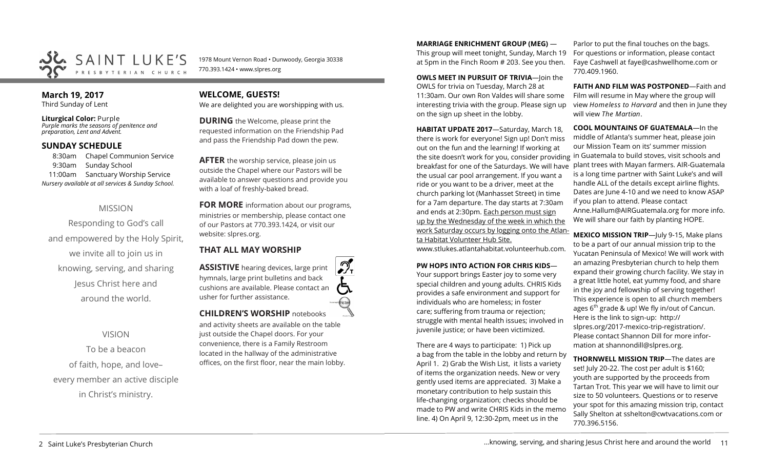SAINT LUKE'S PRESBYTERIAN CHURCH

1978 Mount Vernon Road • Dunwoody, Georgia 30338
770.393.1424 • www.slpres.org

**March 19, 2017**
Third Sunday of Lent

**Liturgical Color:** Purple
*Purple marks the seasons of penitence and preparation, Lent and Advent.*

## SUNDAY SCHEDULE

8:30am Chapel Communion Service
9:30am Sunday School
11:00am Sanctuary Worship Service
*Nursery available at all services & Sunday School.*

MISSION

Responding to God's call and empowered by the Holy Spirit, we invite all to join us in knowing, serving, and sharing Jesus Christ here and around the world.

VISION

To be a beacon of faith, hope, and love– every member an active disciple in Christ's ministry.

## WELCOME, GUESTS!

We are delighted you are worshipping with us.

**DURING** the Welcome, please print the requested information on the Friendship Pad and pass the Friendship Pad down the pew.

**AFTER** the worship service, please join us outside the Chapel where our Pastors will be available to answer questions and provide you with a loaf of freshly-baked bread.

**FOR MORE** information about our programs, ministries or membership, please contact one of our Pastors at 770.393.1424, or visit our website: slpres.org.

## THAT ALL MAY WORSHIP

**ASSISTIVE** hearing devices, large print hymnals, large print bulletins and back cushions are available. Please contact an usher for further assistance.

**CHILDREN'S WORSHIP** notebooks and activity sheets are available on the table just outside the Chapel doors. For your convenience, there is a Family Restroom located in the hallway of the administrative offices, on the first floor, near the main lobby.

**MARRIAGE ENRICHMENT GROUP (MEG)** — This group will meet tonight, Sunday, March 19 at 5pm in the Finch Room # 203. See you then.

**OWLS MEET IN PURSUIT OF TRIVIA**—Join the OWLS for trivia on Tuesday, March 28 at 11:30am. Our own Ron Valdes will share some interesting trivia with the group. Please sign up on the sign up sheet in the lobby.

**HABITAT UPDATE 2017**—Saturday, March 18, there is work for everyone! Sign up! Don't miss out on the fun and the learning! If working at the site doesn't work for you, consider providing breakfast for one of the Saturdays. We will have the usual car pool arrangement. If you want a ride or you want to be a driver, meet at the church parking lot (Manhasset Street) in time for a 7am departure. The day starts at 7:30am and ends at 2:30pm. Each person must sign up by the Wednesday of the week in which the work Saturday occurs by logging onto the Atlanta Habitat Volunteer Hub Site. www.stlukes.atlantahabitat.volunteerhub.com.

**PW HOPS INTO ACTION FOR CHRIS KIDS**— Your support brings Easter joy to some very special children and young adults. CHRIS Kids provides a safe environment and support for individuals who are homeless; in foster care; suffering from trauma or rejection; struggle with mental health issues; involved in juvenile justice; or have been victimized.

There are 4 ways to participate: 1) Pick up a bag from the table in the lobby and return by April 1. 2) Grab the Wish List, it lists a variety of items the organization needs. New or very gently used items are appreciated. 3) Make a monetary contribution to help sustain this life-changing organization; checks should be made to PW and write CHRIS Kids in the memo line. 4) On April 9, 12:30-2pm, meet us in the Parlor to put the final touches on the bags. For questions or information, please contact Faye Cashwell at faye@cashwellhome.com or 770.409.1960.

**FAITH AND FILM WAS POSTPONED**—Faith and Film will resume in May where the group will view *Homeless to Harvard* and then in June they will view *The Martian*.

**COOL MOUNTAINS OF GUATEMALA**—In the middle of Atlanta's summer heat, please join our Mission Team on its' summer mission in Guatemala to build stoves, visit schools and plant trees with Mayan farmers. AIR-Guatemala is a long time partner with Saint Luke's and will handle ALL of the details except airline flights. Dates are June 4-10 and we need to know ASAP if you plan to attend. Please contact Anne.Hallum@AIRGuatemala.org for more info. We will share our faith by planting HOPE.

**MEXICO MISSION TRIP**—July 9-15, Make plans to be a part of our annual mission trip to the Yucatan Peninsula of Mexico! We will work with an amazing Presbyterian church to help them expand their growing church facility. We stay in a great little hotel, eat yummy food, and share in the joy and fellowship of serving together! This experience is open to all church members ages 6th grade & up! We fly in/out of Cancun. Here is the link to sign-up: http://slpres.org/2017-mexico-trip-registration/. Please contact Shannon Dill for more information at shannondill@slpres.org.

**THORNWELL MISSION TRIP**—The dates are set! July 20-22. The cost per adult is $160; youth are supported by the proceeds from Tartan Trot. This year we will have to limit our size to 50 volunteers. Questions or to reserve your spot for this amazing mission trip, contact Sally Shelton at sshelton@cwtvacations.com or 770.396.5156.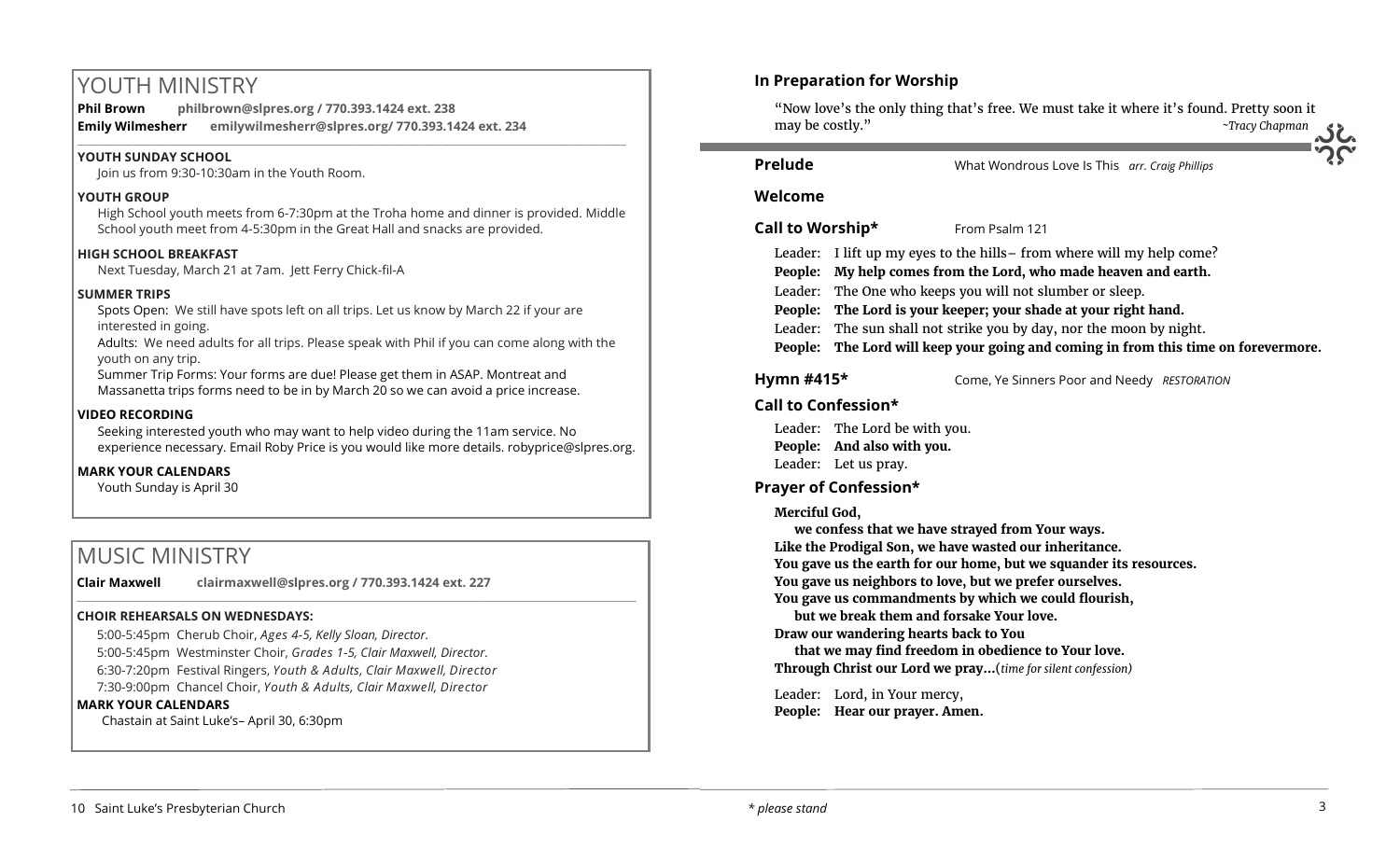# YOUTH MINISTRY

**Phil Brown** philbrown@slpres.org / 770.393.1424 ext. 238
**Emily Wilmesherr** emilywilmesherr@slpres.org/ 770.393.1424 ext. 234

**YOUTH SUNDAY SCHOOL**
Join us from 9:30-10:30am in the Youth Room.

**YOUTH GROUP**
High School youth meets from 6-7:30pm at the Troha home and dinner is provided. Middle School youth meet from 4-5:30pm in the Great Hall and snacks are provided.

**HIGH SCHOOL BREAKFAST**
Next Tuesday, March 21 at 7am. Jett Ferry Chick-fil-A

**SUMMER TRIPS**
Spots Open: We still have spots left on all trips. Let us know by March 22 if your are interested in going.
Adults: We need adults for all trips. Please speak with Phil if you can come along with the youth on any trip.
Summer Trip Forms: Your forms are due! Please get them in ASAP. Montreat and Massanetta trips forms need to be in by March 20 so we can avoid a price increase.

**VIDEO RECORDING**
Seeking interested youth who may want to help video during the 11am service. No experience necessary. Email Roby Price is you would like more details. robyprice@slpres.org.

**MARK YOUR CALENDARS**
Youth Sunday is April 30

# MUSIC MINISTRY

**Clair Maxwell** clairmaxwell@slpres.org / 770.393.1424 ext. 227

**CHOIR REHEARSALS ON WEDNESDAYS:**
5:00-5:45pm Cherub Choir, *Ages 4-5, Kelly Sloan, Director.*
5:00-5:45pm Westminster Choir, *Grades 1-5, Clair Maxwell, Director.*
6:30-7:20pm Festival Ringers, *Youth & Adults, Clair Maxwell, Director*
7:30-9:00pm Chancel Choir, *Youth & Adults, Clair Maxwell, Director*

**MARK YOUR CALENDARS**
Chastain at Saint Luke's– April 30, 6:30pm

## In Preparation for Worship

"Now love's the only thing that's free. We must take it where it's found. Pretty soon it may be costly." *~Tracy Chapman*

**Prelude** What Wondrous Love Is This *arr. Craig Phillips*

**Welcome**

**Call to Worship*** From Psalm 121

Leader: I lift up my eyes to the hills– from where will my help come?
**People: My help comes from the Lord, who made heaven and earth.**
Leader: The One who keeps you will not slumber or sleep.
**People: The Lord is your keeper; your shade at your right hand.**
Leader: The sun shall not strike you by day, nor the moon by night.
**People: The Lord will keep your going and coming in from this time on forevermore.**

**Hymn #415*** Come, Ye Sinners Poor and Needy *RESTORATION*

**Call to Confession***

Leader: The Lord be with you.
**People: And also with you.**
Leader: Let us pray.

**Prayer of Confession***

**Merciful God,**
**we confess that we have strayed from Your ways.**
**Like the Prodigal Son, we have wasted our inheritance.**
**You gave us the earth for our home, but we squander its resources.**
**You gave us neighbors to love, but we prefer ourselves.**
**You gave us commandments by which we could flourish,**
**but we break them and forsake Your love.**
**Draw our wandering hearts back to You**
**that we may find freedom in obedience to Your love.**
**Through Christ our Lord we pray…**(*time for silent confession)*

Leader: Lord, in Your mercy,
**People: Hear our prayer. Amen.**

*\* please stand*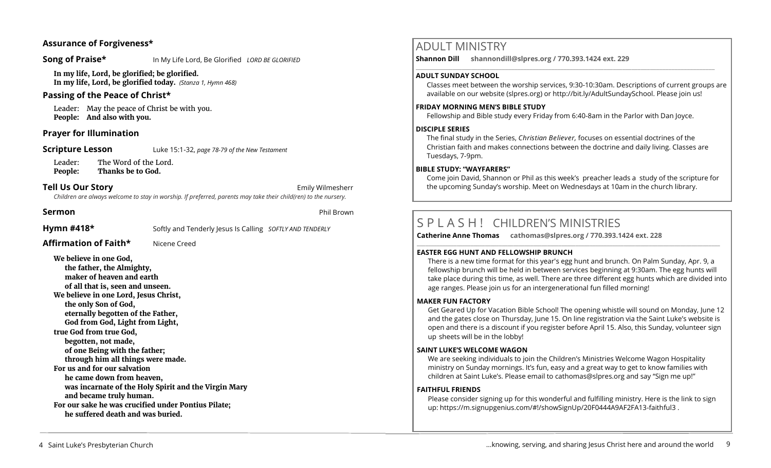### Assurance of Forgiveness*

**Song of Praise*** In My Life Lord, Be Glorified *LORD BE GLORIFIED*

**In my life, Lord, be glorified; be glorified.**
**In my life, Lord, be glorified today.** *(Stanza 1, Hymn 468)*

### Passing of the Peace of Christ*

Leader: May the peace of Christ be with you.
**People: And also with you.**

### Prayer for Illumination

**Scripture Lesson** Luke 15:1-32, *page 78-79 of the New Testament*

Leader: The Word of the Lord.
**People: Thanks be to God.**

**Tell Us Our Story** Emily Wilmesherr

*Children are always welcome to stay in worship. If preferred, parents may take their child(ren) to the nursery.*

**Sermon** Phil Brown

**Hymn #418*** Softly and Tenderly Jesus Is Calling *SOFTLY AND TENDERLY*

**Affirmation of Faith*** Nicene Creed

**We believe in one God,**
**the father, the Almighty,**
**maker of heaven and earth**
**of all that is, seen and unseen.**
**We believe in one Lord, Jesus Christ,**
**the only Son of God,**
**eternally begotten of the Father,**
**God from God, Light from Light,**
**true God from true God,**
**begotten, not made,**
**of one Being with the father;**
**through him all things were made.**
**For us and for our salvation**
**he came down from heaven,**
**was incarnate of the Holy Spirit and the Virgin Mary**
**and became truly human.**
**For our sake he was crucified under Pontius Pilate;**
**he suffered death and was buried.**

## ADULT MINISTRY

**Shannon Dill shannondill@slpres.org / 770.393.1424 ext. 229**

**ADULT SUNDAY SCHOOL**
Classes meet between the worship services, 9:30-10:30am. Descriptions of current groups are available on our website (slpres.org) or http://bit.ly/AdultSundaySchool. Please join us!

**FRIDAY MORNING MEN'S BIBLE STUDY**
Fellowship and Bible study every Friday from 6:40-8am in the Parlor with Dan Joyce.

**DISCIPLE SERIES**
The final study in the Series, *Christian Believer,* focuses on essential doctrines of the Christian faith and makes connections between the doctrine and daily living. Classes are Tuesdays, 7-9pm.

**BIBLE STUDY: "WAYFARERS"**
Come join David, Shannon or Phil as this week's preacher leads a study of the scripture for the upcoming Sunday's worship. Meet on Wednesdays at 10am in the church library.

## S P L A S H ! CHILDREN'S MINISTRIES

**Catherine Anne Thomas cathomas@slpres.org / 770.393.1424 ext. 228**

**EASTER EGG HUNT AND FELLOWSHIP BRUNCH**
There is a new time format for this year's egg hunt and brunch. On Palm Sunday, Apr. 9, a fellowship brunch will be held in between services beginning at 9:30am. The egg hunts will take place during this time, as well. There are three different egg hunts which are divided into age ranges. Please join us for an intergenerational fun filled morning!

**MAKER FUN FACTORY**
Get Geared Up for Vacation Bible School! The opening whistle will sound on Monday, June 12 and the gates close on Thursday, June 15. On line registration via the Saint Luke's website is open and there is a discount if you register before April 15. Also, this Sunday, volunteer sign up sheets will be in the lobby!

**SAINT LUKE'S WELCOME WAGON**
We are seeking individuals to join the Children's Ministries Welcome Wagon Hospitality ministry on Sunday mornings. It's fun, easy and a great way to get to know families with children at Saint Luke's. Please email to cathomas@slpres.org and say "Sign me up!"

**FAITHFUL FRIENDS**
Please consider signing up for this wonderful and fulfilling ministry. Here is the link to sign up: https://m.signupgenius.com/#!/showSignUp/20F0444A9AF2FA13-faithful3 .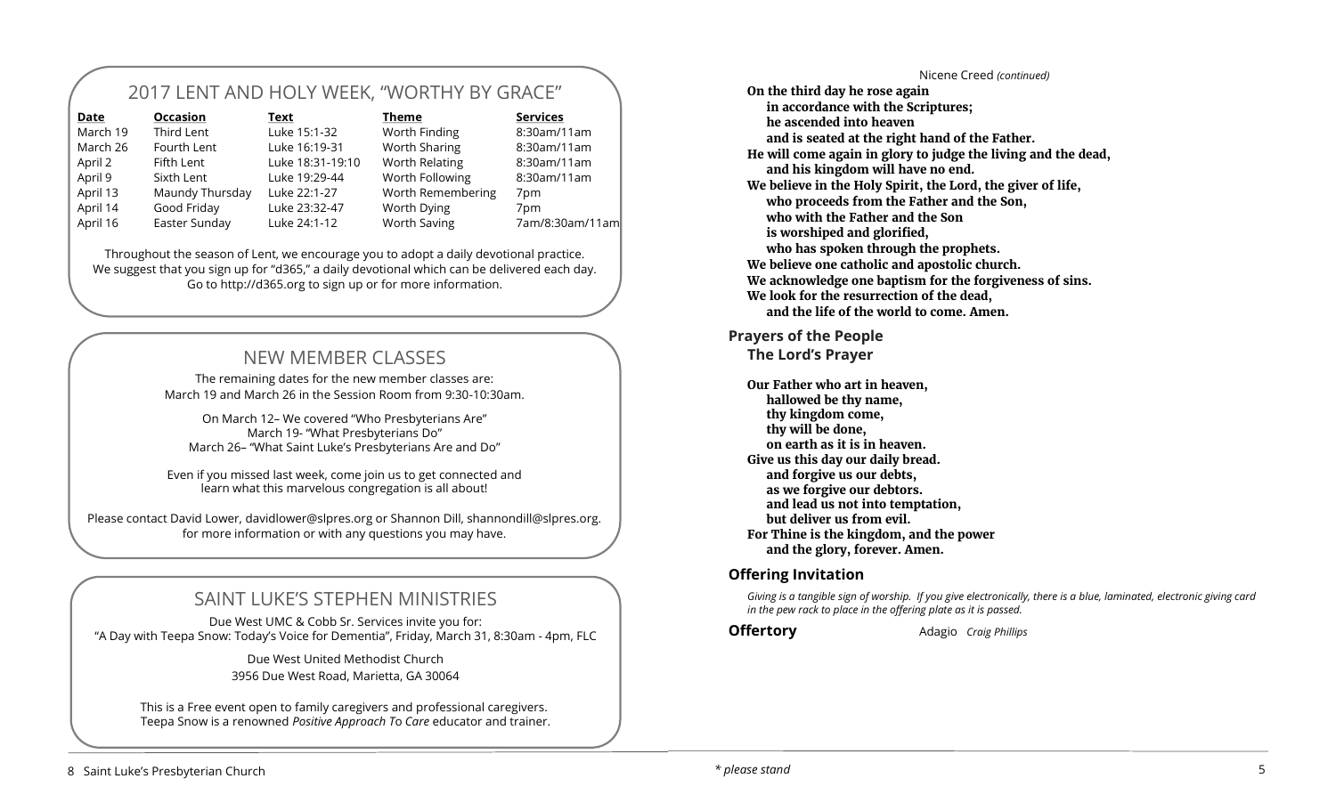## 2017 LENT AND HOLY WEEK, "WORTHY BY GRACE"

| Date | Occasion | Text | Theme | Services |
|---|---|---|---|---|
| March 19 | Third Lent | Luke 15:1-32 | Worth Finding | 8:30am/11am |
| March 26 | Fourth Lent | Luke 16:19-31 | Worth Sharing | 8:30am/11am |
| April 2 | Fifth Lent | Luke 18:31-19:10 | Worth Relating | 8:30am/11am |
| April 9 | Sixth Lent | Luke 19:29-44 | Worth Following | 8:30am/11am |
| April 13 | Maundy Thursday | Luke 22:1-27 | Worth Remembering | 7pm |
| April 14 | Good Friday | Luke 23:32-47 | Worth Dying | 7pm |
| April 16 | Easter Sunday | Luke 24:1-12 | Worth Saving | 7am/8:30am/11am |

Throughout the season of Lent, we encourage you to adopt a daily devotional practice. We suggest that you sign up for "d365," a daily devotional which can be delivered each day. Go to http://d365.org to sign up or for more information.

## NEW MEMBER CLASSES

The remaining dates for the new member classes are:
March 19 and March 26 in the Session Room from 9:30-10:30am.

On March 12– We covered "Who Presbyterians Are"
March 19- "What Presbyterians Do"
March 26– "What Saint Luke's Presbyterians Are and Do"

Even if you missed last week, come join us to get connected and learn what this marvelous congregation is all about!

Please contact David Lower, davidlower@slpres.org or Shannon Dill, shannondill@slpres.org. for more information or with any questions you may have.

## SAINT LUKE'S STEPHEN MINISTRIES

Due West UMC & Cobb Sr. Services invite you for:
"A Day with Teepa Snow: Today's Voice for Dementia", Friday, March 31, 8:30am - 4pm, FLC

Due West United Methodist Church
3956 Due West Road, Marietta, GA 30064

This is a Free event open to family caregivers and professional caregivers. Teepa Snow is a renowned *Positive Approach To Care* educator and trainer.

Nicene Creed *(continued)*

**On the third day he rose again**
**in accordance with the Scriptures;**
**he ascended into heaven**
**and is seated at the right hand of the Father.**
**He will come again in glory to judge the living and the dead,**
**and his kingdom will have no end.**
**We believe in the Holy Spirit, the Lord, the giver of life,**
**who proceeds from the Father and the Son,**
**who with the Father and the Son**
**is worshiped and glorified,**
**who has spoken through the prophets.**
**We believe one catholic and apostolic church.**
**We acknowledge one baptism for the forgiveness of sins.**
**We look for the resurrection of the dead,**
**and the life of the world to come. Amen.**

### Prayers of the People

### The Lord's Prayer

**Our Father who art in heaven,**
**hallowed be thy name,**
**thy kingdom come,**
**thy will be done,**
**on earth as it is in heaven.**
**Give us this day our daily bread.**
**and forgive us our debts,**
**as we forgive our debtors.**
**and lead us not into temptation,**
**but deliver us from evil.**
**For Thine is the kingdom, and the power**
**and the glory, forever. Amen.**

### Offering Invitation

*Giving is a tangible sign of worship. If you give electronically, there is a blue, laminated, electronic giving card in the pew rack to place in the offering plate as it is passed.*

**Offertory** Adagio *Craig Phillips*

*\* please stand*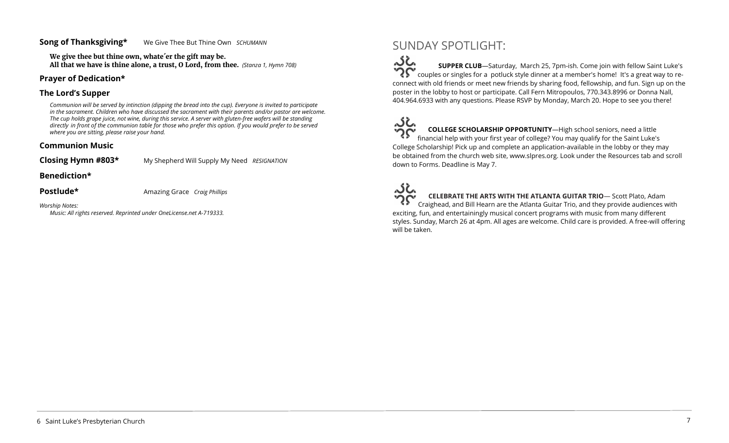**Song of Thanksgiving*** We Give Thee But Thine Own *SCHUMANN*

**We give thee but thine own, whate´er the gift may be.**
**All that we have is thine alone, a trust, O Lord, from thee.** *(Stanza 1, Hymn 708)*

### Prayer of Dedication*

### The Lord's Supper

*Communion will be served by intinction (dipping the bread into the cup). Everyone is invited to participate in the sacrament. Children who have discussed the sacrament with their parents and/or pastor are welcome. The cup holds grape juice, not wine, during this service. A server with gluten-free wafers will be standing directly in front of the communion table for those who prefer this option. If you would prefer to be served where you are sitting, please raise your hand.*

### Communion Music

**Closing Hymn #803*** My Shepherd Will Supply My Need *RESIGNATION*

### Benediction*

**Postlude*** Amazing Grace *Craig Phillips*

*Worship Notes:*
*Music: All rights reserved. Reprinted under OneLicense.net A-719333.*

## SUNDAY SPOTLIGHT:

**SUPPER CLUB**—Saturday, March 25, 7pm-ish. Come join with fellow Saint Luke's couples or singles for a potluck style dinner at a member's home! It's a great way to re-connect with old friends or meet new friends by sharing food, fellowship, and fun. Sign up on the poster in the lobby to host or participate. Call Fern Mitropoulos, 770.343.8996 or Donna Nall, 404.964.6933 with any questions. Please RSVP by Monday, March 20. Hope to see you there!

**COLLEGE SCHOLARSHIP OPPORTUNITY**—High school seniors, need a little financial help with your first year of college? You may qualify for the Saint Luke's College Scholarship! Pick up and complete an application-available in the lobby or they may be obtained from the church web site, www.slpres.org. Look under the Resources tab and scroll down to Forms. Deadline is May 7.

**CELEBRATE THE ARTS WITH THE ATLANTA GUITAR TRIO**— Scott Plato, Adam Craighead, and Bill Hearn are the Atlanta Guitar Trio, and they provide audiences with exciting, fun, and entertainingly musical concert programs with music from many different styles. Sunday, March 26 at 4pm. All ages are welcome. Child care is provided. A free-will offering will be taken.